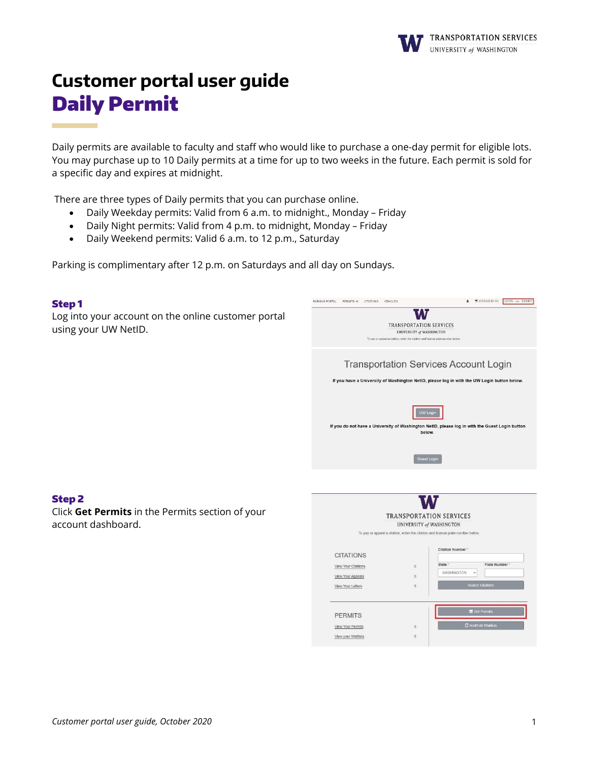# Customer portal user guide

## Daily Permit

Daily permits are available to faculty and staff who would like to purchase a one-day permit for eligible lots. You may purchase up to 10 Daily permits at a time for up to two weeks in the future. Each permit is sold for a specific day and expires at midnight.

There are three types of Daily permits that you can purchase online.

- Daily Weekday permits: Valid from 6 a.m. to midnight., Monday – Friday
- Daily Night permits: Valid from 4 p.m. to midnight, Monday – Friday
- Daily Weekend permits: Valid 6 a.m. to 12 p.m., Saturday

Parking is complimentary after 12 p.m. on Saturdays and all day on Sundays.

### Step 1

Log into your account on the online customer portal using your UW NetID.

### Step 2

Click **Get Permits** in the Permits section of your account dashboard.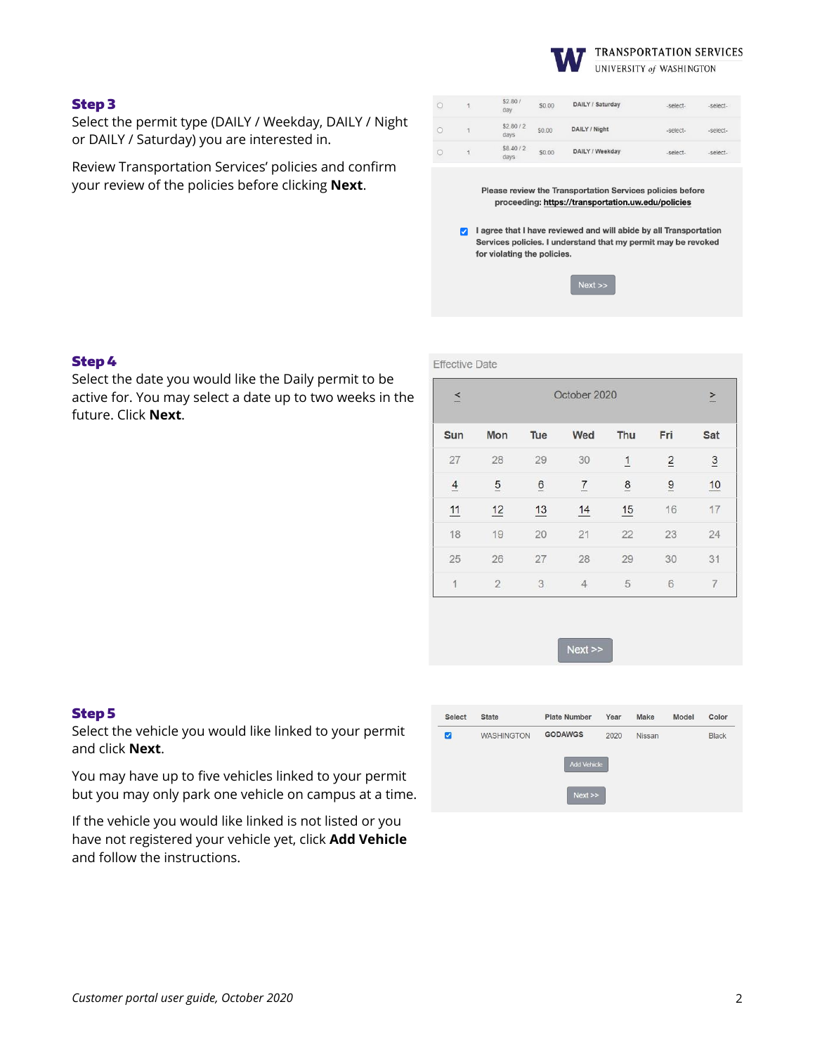### Step 3

Select the permit type (DAILY / Weekday, DAILY / Night or DAILY / Saturday) you are interested in.

Review Transportation Services' policies and confirm your review of the policies before clicking **Next**.

| | | | | | | |
|---|---|---|---|---|---|---|
| ○ | 1 | $2.80 / day | $0.00 | DAILY / Saturday | -select- | -select- |
| ○ | 1 | $2.80 / 2 days | $0.00 | DAILY / Night | -select- | -select- |
| ○ | 1 | $8.40 / 2 days | $0.00 | DAILY / Weekday | -select- | -select- |

Please review the Transportation Services policies before proceeding: https://transportation.uw.edu/policies

☑ I agree that I have reviewed and will abide by all Transportation Services policies. I understand that my permit may be revoked for violating the policies.

Next >>

### Step 4

Select the date you would like the Daily permit to be active for. You may select a date up to two weeks in the future. Click **Next**.

Effective Date

< October 2020 >

| Sun | Mon | Tue | Wed | Thu | Fri | Sat |
|---|---|---|---|---|---|---|
| 27 | 28 | 29 | 30 | 1 | 2 | 3 |
| 4 | 5 | 6 | 7 | 8 | 9 | 10 |
| 11 | 12 | 13 | 14 | 15 | 16 | 17 |
| 18 | 19 | 20 | 21 | 22 | 23 | 24 |
| 25 | 26 | 27 | 28 | 29 | 30 | 31 |
| 1 | 2 | 3 | 4 | 5 | 6 | 7 |

Next >>

### Step 5

Select the vehicle you would like linked to your permit and click **Next**.

You may have up to five vehicles linked to your permit but you may only park one vehicle on campus at a time.

If the vehicle you would like linked is not listed or you have not registered your vehicle yet, click **Add Vehicle** and follow the instructions.

| Select | State | Plate Number | Year | Make | Model | Color |
|---|---|---|---|---|---|---|
| ☑ | WASHINGTON | GODAWGS | 2020 | Nissan | | Black |

Add Vehicle

Next >>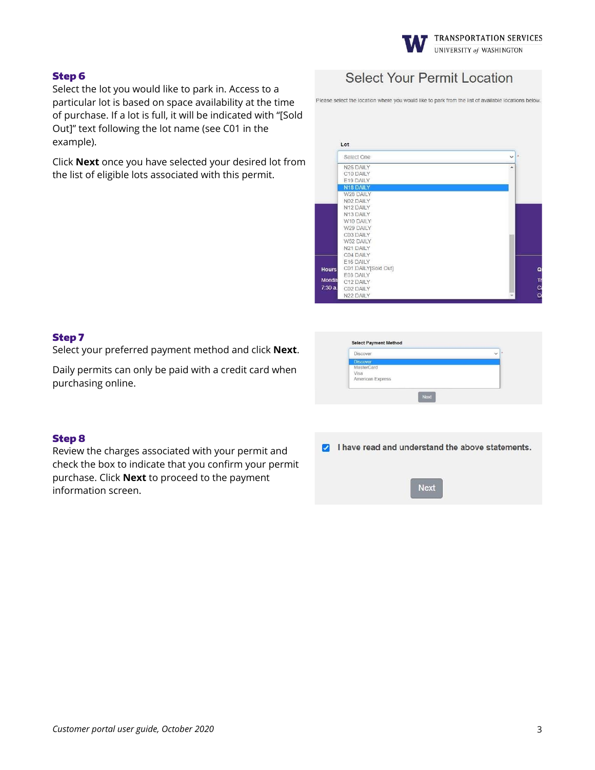### Step 6

Select the lot you would like to park in. Access to a particular lot is based on space availability at the time of purchase. If a lot is full, it will be indicated with "[Sold Out]" text following the lot name (see C01 in the example).

Click **Next** once you have selected your desired lot from the list of eligible lots associated with this permit.

### Step 7

Select your preferred payment method and click **Next**.

Daily permits can only be paid with a credit card when purchasing online.

### Step 8

Review the charges associated with your permit and check the box to indicate that you confirm your permit purchase. Click **Next** to proceed to the payment information screen.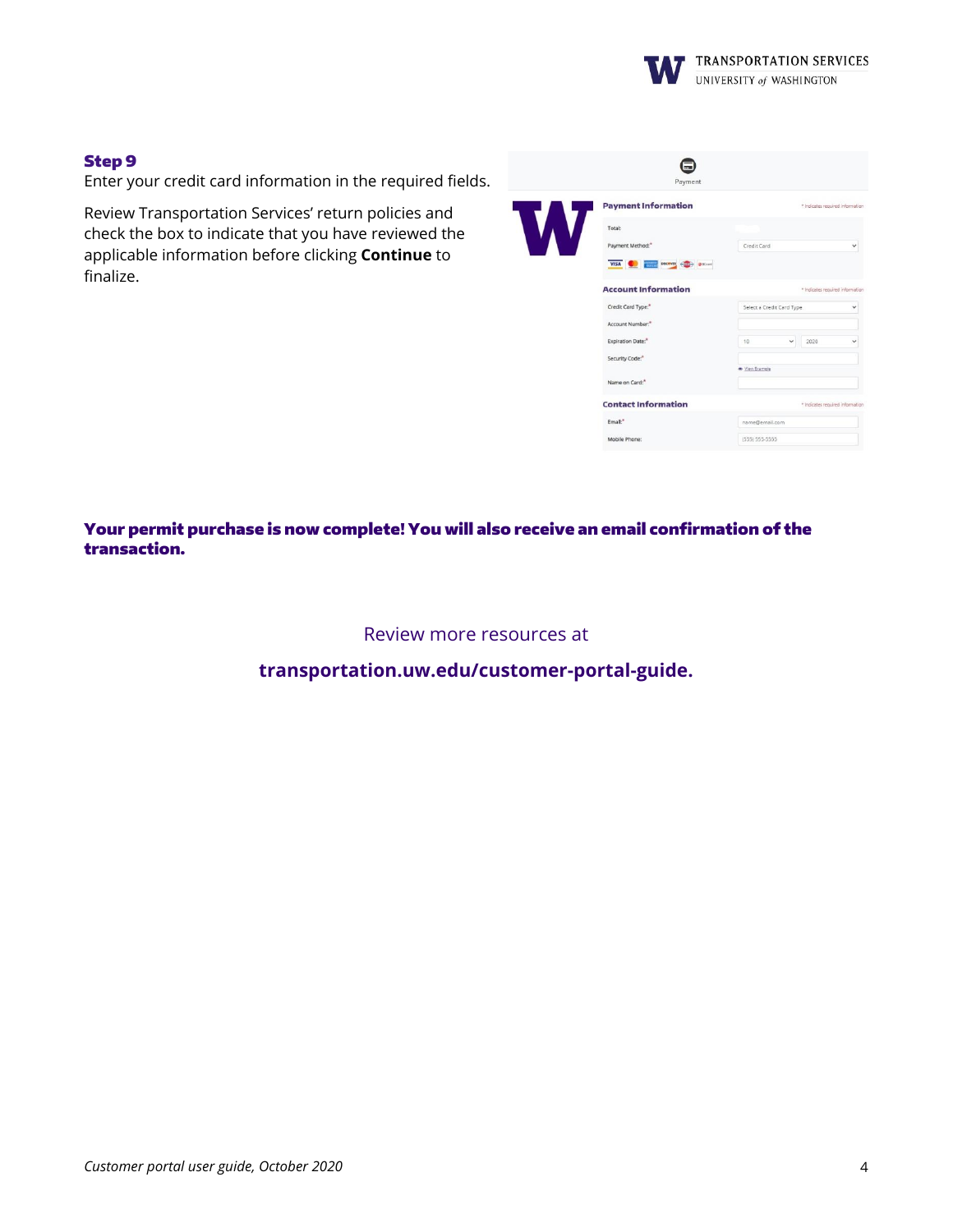### Step 9

Enter your credit card information in the required fields.

Review Transportation Services' return policies and check the box to indicate that you have reviewed the applicable information before clicking **Continue** to finalize.

**Your permit purchase is now complete! You will also receive an email confirmation of the transaction.**

Review more resources at

**transportation.uw.edu/customer-portal-guide.**